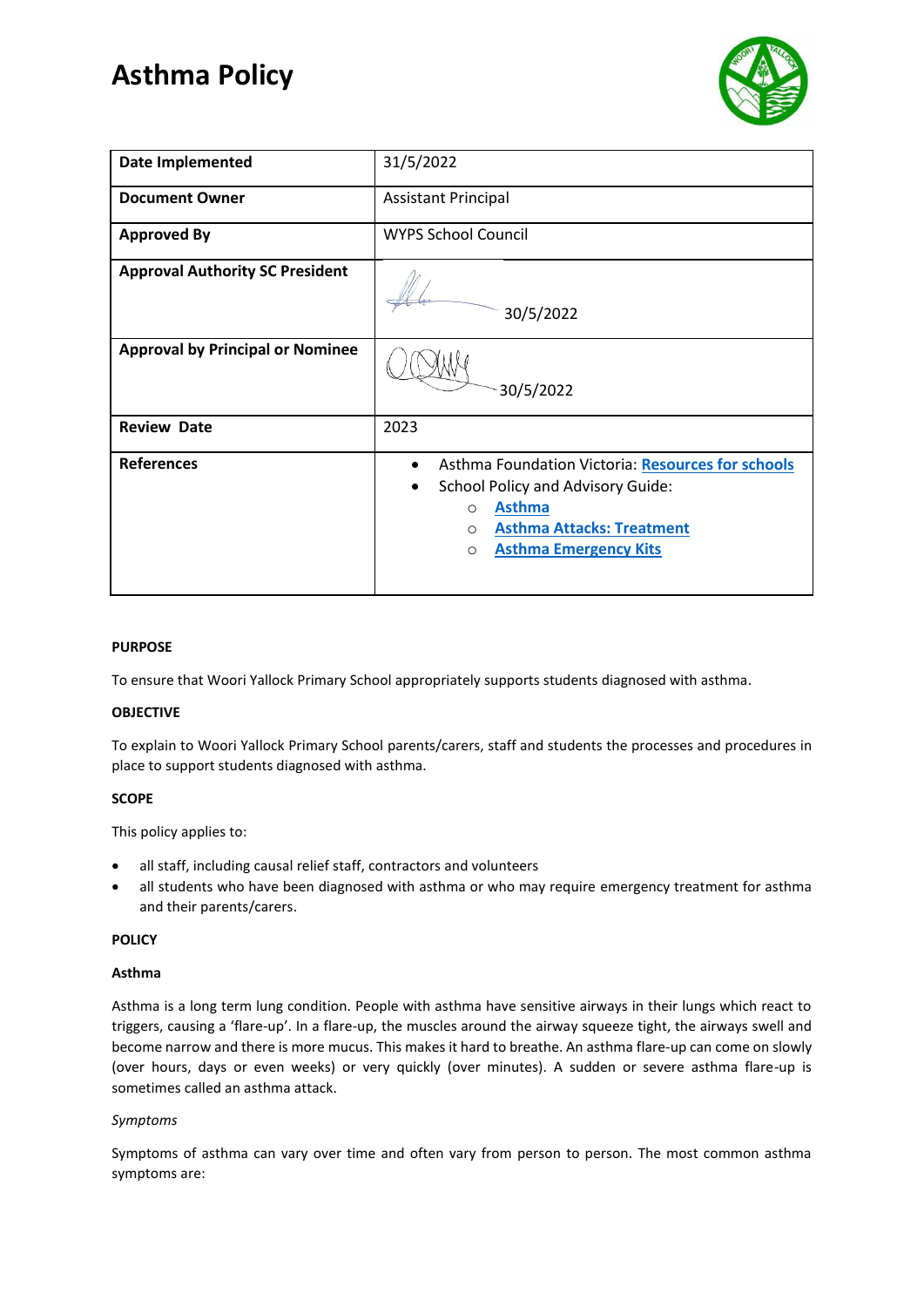# Asthma Policy

| Date Implemented | 31/5/2022 |
| --- | --- |
| Document Owner | Assistant Principal |
| Approved By | WYPS School Council |
| Approval Authority SC President | 30/5/2022 |
| Approval by Principal or Nominee | 30/5/2022 |
| Review Date | 2023 |
| References | • Asthma Foundation Victoria: **Resources for schools**<br>• School Policy and Advisory Guide:<br>○ **Asthma**<br>○ **Asthma Attacks: Treatment**<br>○ **Asthma Emergency Kits** |

**PURPOSE**

To ensure that Woori Yallock Primary School appropriately supports students diagnosed with asthma.

**OBJECTIVE**

To explain to Woori Yallock Primary School parents/carers, staff and students the processes and procedures in place to support students diagnosed with asthma.

**SCOPE**

This policy applies to:

- all staff, including causal relief staff, contractors and volunteers
- all students who have been diagnosed with asthma or who may require emergency treatment for asthma and their parents/carers.

**POLICY**

**Asthma**

Asthma is a long term lung condition. People with asthma have sensitive airways in their lungs which react to triggers, causing a 'flare-up'. In a flare-up, the muscles around the airway squeeze tight, the airways swell and become narrow and there is more mucus. This makes it hard to breathe. An asthma flare-up can come on slowly (over hours, days or even weeks) or very quickly (over minutes). A sudden or severe asthma flare-up is sometimes called an asthma attack.

*Symptoms*

Symptoms of asthma can vary over time and often vary from person to person. The most common asthma symptoms are: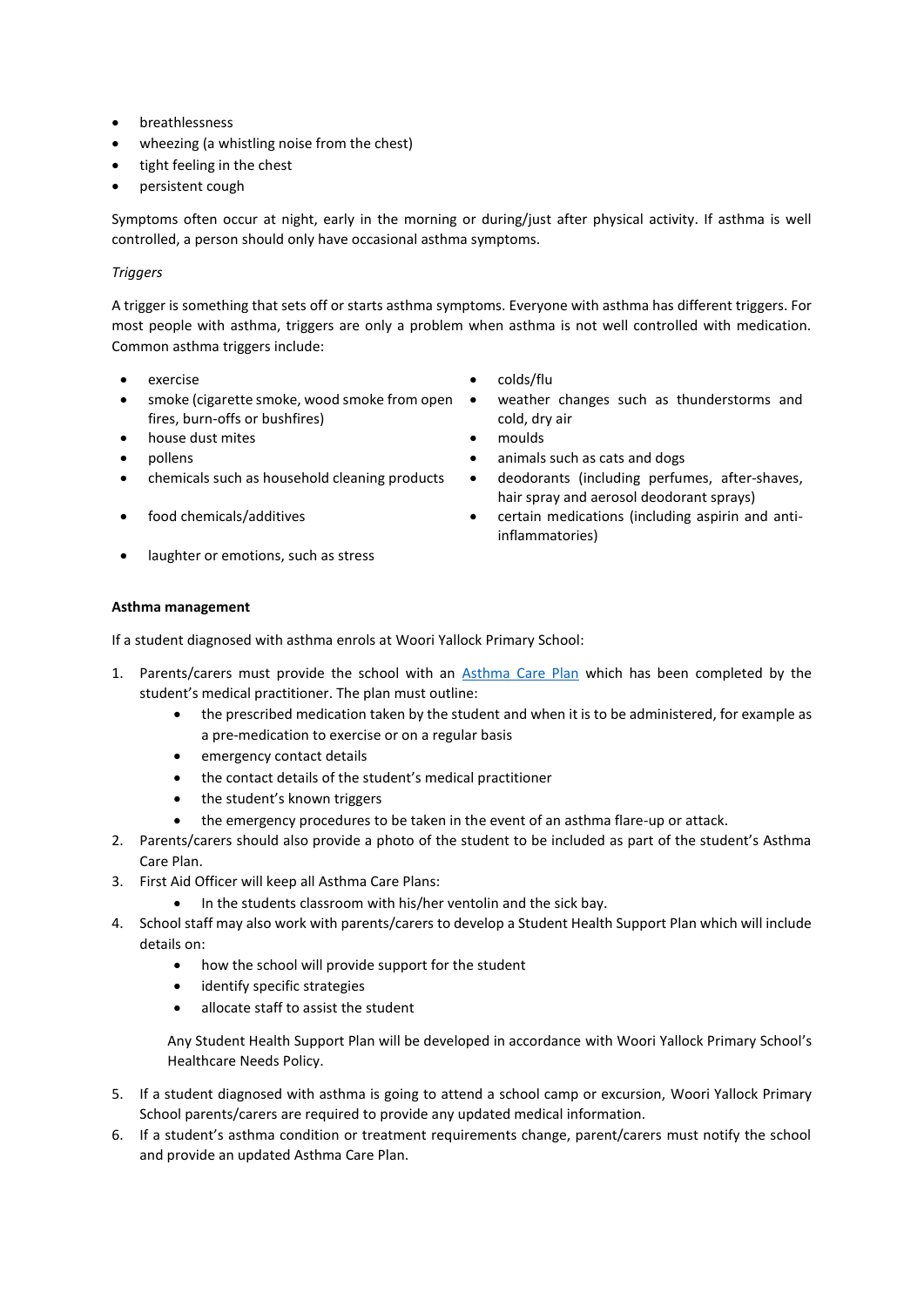- breathlessness
- wheezing (a whistling noise from the chest)
- tight feeling in the chest
- persistent cough

Symptoms often occur at night, early in the morning or during/just after physical activity. If asthma is well controlled, a person should only have occasional asthma symptoms.

*Triggers*

A trigger is something that sets off or starts asthma symptoms. Everyone with asthma has different triggers. For most people with asthma, triggers are only a problem when asthma is not well controlled with medication. Common asthma triggers include:

- exercise
- smoke (cigarette smoke, wood smoke from open fires, burn-offs or bushfires)
- house dust mites
- pollens
- chemicals such as household cleaning products
- food chemicals/additives
- laughter or emotions, such as stress
- colds/flu
- weather changes such as thunderstorms and cold, dry air
- moulds
- animals such as cats and dogs
- deodorants (including perfumes, after-shaves, hair spray and aerosol deodorant sprays)
- certain medications (including aspirin and anti-inflammatories)

**Asthma management**

If a student diagnosed with asthma enrols at Woori Yallock Primary School:

1. Parents/carers must provide the school with an [Asthma Care Plan]() which has been completed by the student's medical practitioner. The plan must outline:
    - the prescribed medication taken by the student and when it is to be administered, for example as a pre-medication to exercise or on a regular basis
    - emergency contact details
    - the contact details of the student's medical practitioner
    - the student's known triggers
    - the emergency procedures to be taken in the event of an asthma flare-up or attack.
2. Parents/carers should also provide a photo of the student to be included as part of the student's Asthma Care Plan.
3. First Aid Officer will keep all Asthma Care Plans:
    - In the students classroom with his/her ventolin and the sick bay.
4. School staff may also work with parents/carers to develop a Student Health Support Plan which will include details on:
    - how the school will provide support for the student
    - identify specific strategies
    - allocate staff to assist the student

    Any Student Health Support Plan will be developed in accordance with Woori Yallock Primary School's Healthcare Needs Policy.
5. If a student diagnosed with asthma is going to attend a school camp or excursion, Woori Yallock Primary School parents/carers are required to provide any updated medical information.
6. If a student's asthma condition or treatment requirements change, parent/carers must notify the school and provide an updated Asthma Care Plan.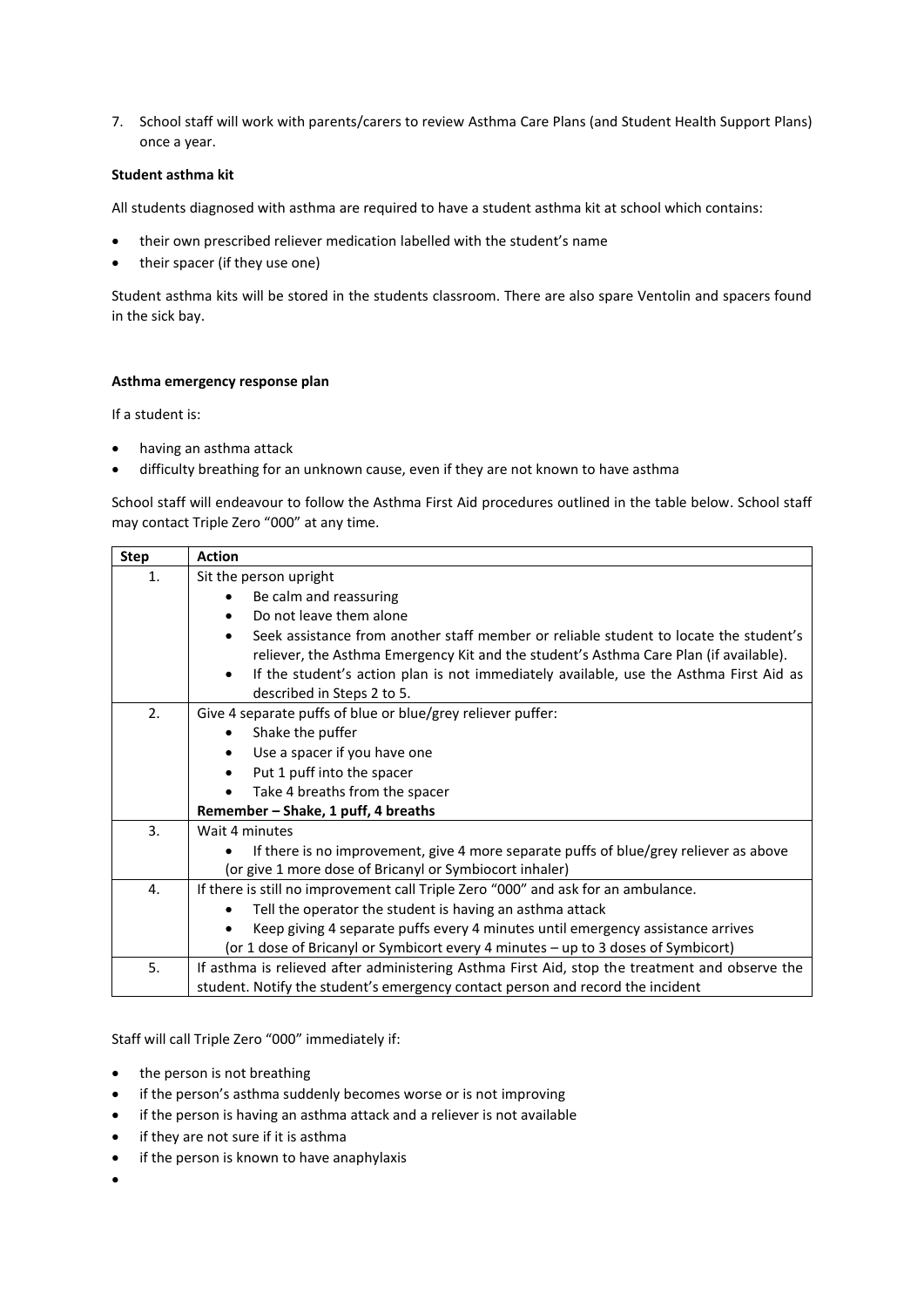7. School staff will work with parents/carers to review Asthma Care Plans (and Student Health Support Plans) once a year.

**Student asthma kit**

All students diagnosed with asthma are required to have a student asthma kit at school which contains:

- their own prescribed reliever medication labelled with the student's name
- their spacer (if they use one)

Student asthma kits will be stored in the students classroom. There are also spare Ventolin and spacers found in the sick bay.

**Asthma emergency response plan**

If a student is:

- having an asthma attack
- difficulty breathing for an unknown cause, even if they are not known to have asthma

School staff will endeavour to follow the Asthma First Aid procedures outlined in the table below. School staff may contact Triple Zero "000" at any time.

| Step | Action |
|---|---|
| 1. | Sit the person upright<br>• Be calm and reassuring<br>• Do not leave them alone<br>• Seek assistance from another staff member or reliable student to locate the student's reliever, the Asthma Emergency Kit and the student's Asthma Care Plan (if available).<br>• If the student's action plan is not immediately available, use the Asthma First Aid as described in Steps 2 to 5. |
| 2. | Give 4 separate puffs of blue or blue/grey reliever puffer:<br>• Shake the puffer<br>• Use a spacer if you have one<br>• Put 1 puff into the spacer<br>• Take 4 breaths from the spacer<br>**Remember – Shake, 1 puff, 4 breaths** |
| 3. | Wait 4 minutes<br>• If there is no improvement, give 4 more separate puffs of blue/grey reliever as above<br>(or give 1 more dose of Bricanyl or Symbiocort inhaler) |
| 4. | If there is still no improvement call Triple Zero "000" and ask for an ambulance.<br>• Tell the operator the student is having an asthma attack<br>• Keep giving 4 separate puffs every 4 minutes until emergency assistance arrives<br>(or 1 dose of Bricanyl or Symbicort every 4 minutes – up to 3 doses of Symbicort) |
| 5. | If asthma is relieved after administering Asthma First Aid, stop the treatment and observe the student. Notify the student's emergency contact person and record the incident |

Staff will call Triple Zero "000" immediately if:

- the person is not breathing
- if the person's asthma suddenly becomes worse or is not improving
- if the person is having an asthma attack and a reliever is not available
- if they are not sure if it is asthma
- if the person is known to have anaphylaxis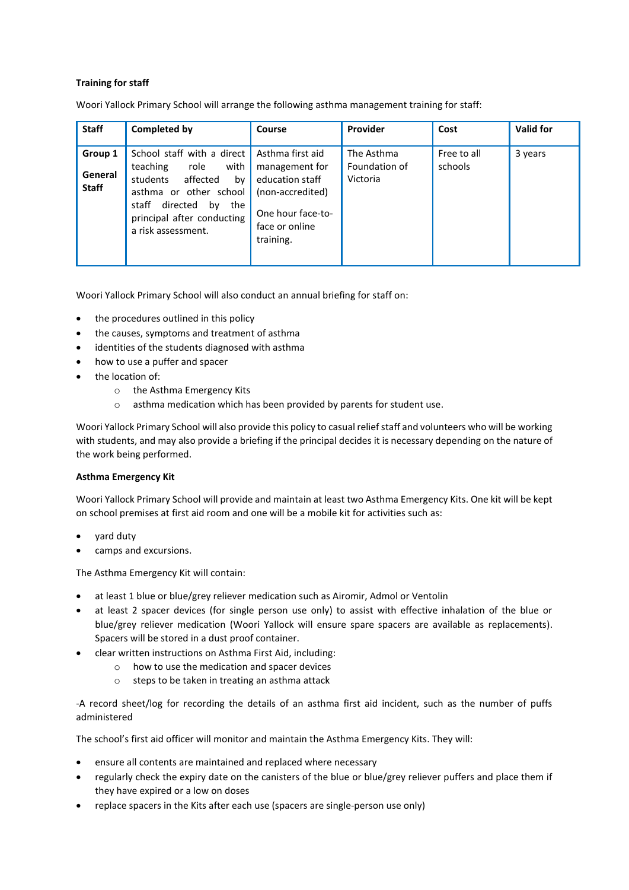**Training for staff**

Woori Yallock Primary School will arrange the following asthma management training for staff:

| Staff | Completed by | Course | Provider | Cost | Valid for |
|---|---|---|---|---|---|
| **Group 1** **General Staff** | School staff with a direct teaching role with students affected by asthma or other school staff directed by the principal after conducting a risk assessment. | Asthma first aid management for education staff (non-accredited) One hour face-to-face or online training. | The Asthma Foundation of Victoria | Free to all schools | 3 years |

Woori Yallock Primary School will also conduct an annual briefing for staff on:

- the procedures outlined in this policy
- the causes, symptoms and treatment of asthma
- identities of the students diagnosed with asthma
- how to use a puffer and spacer
- the location of:
  - the Asthma Emergency Kits
  - asthma medication which has been provided by parents for student use.

Woori Yallock Primary School will also provide this policy to casual relief staff and volunteers who will be working with students, and may also provide a briefing if the principal decides it is necessary depending on the nature of the work being performed.

**Asthma Emergency Kit**

Woori Yallock Primary School will provide and maintain at least two Asthma Emergency Kits. One kit will be kept on school premises at first aid room and one will be a mobile kit for activities such as:

- yard duty
- camps and excursions.

The Asthma Emergency Kit will contain:

- at least 1 blue or blue/grey reliever medication such as Airomir, Admol or Ventolin
- at least 2 spacer devices (for single person use only) to assist with effective inhalation of the blue or blue/grey reliever medication (Woori Yallock will ensure spare spacers are available as replacements). Spacers will be stored in a dust proof container.
- clear written instructions on Asthma First Aid, including:
  - how to use the medication and spacer devices
  - steps to be taken in treating an asthma attack

-A record sheet/log for recording the details of an asthma first aid incident, such as the number of puffs administered

The school's first aid officer will monitor and maintain the Asthma Emergency Kits. They will:

- ensure all contents are maintained and replaced where necessary
- regularly check the expiry date on the canisters of the blue or blue/grey reliever puffers and place them if they have expired or a low on doses
- replace spacers in the Kits after each use (spacers are single-person use only)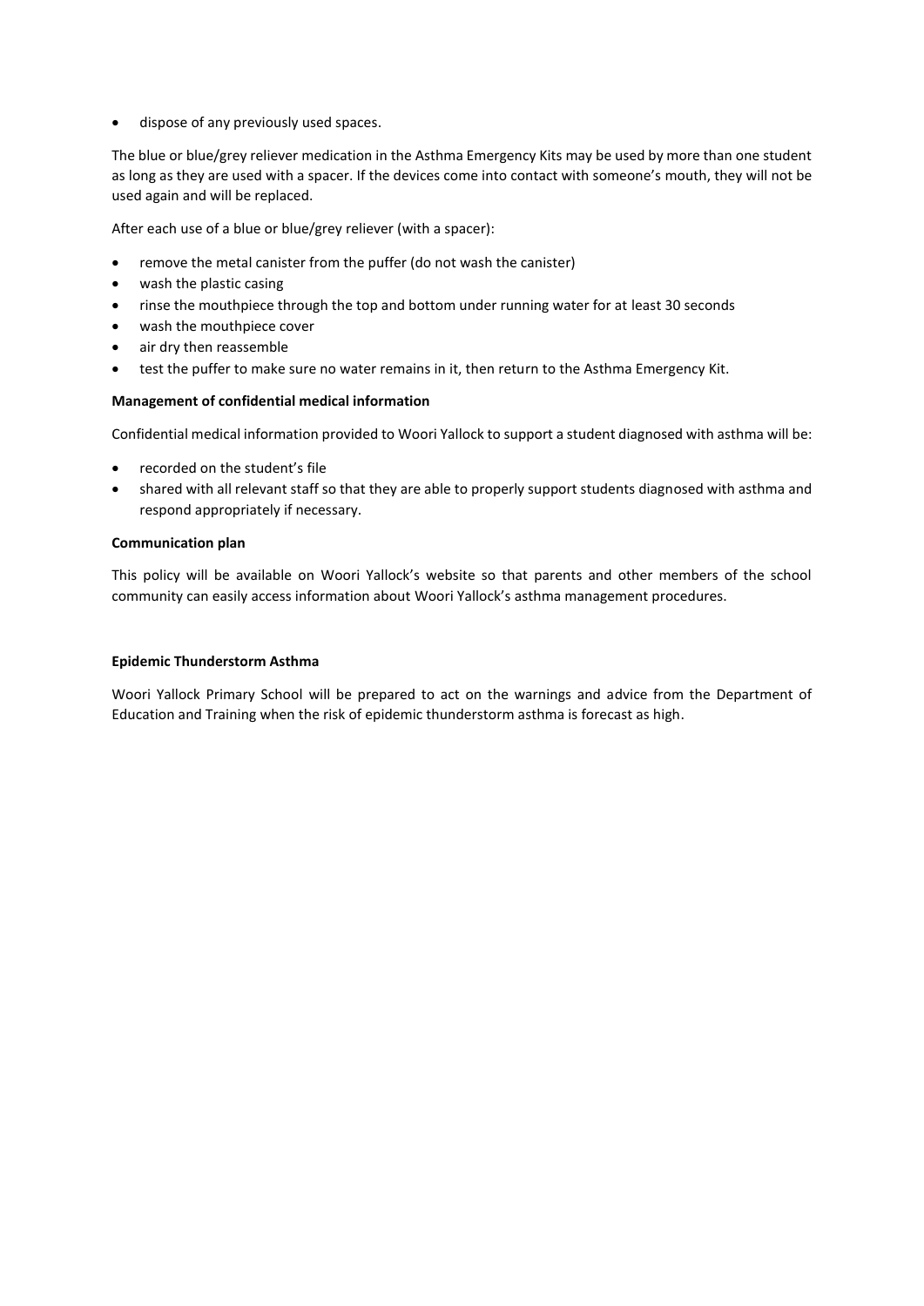- dispose of any previously used spaces.

The blue or blue/grey reliever medication in the Asthma Emergency Kits may be used by more than one student as long as they are used with a spacer. If the devices come into contact with someone's mouth, they will not be used again and will be replaced.

After each use of a blue or blue/grey reliever (with a spacer):

- remove the metal canister from the puffer (do not wash the canister)
- wash the plastic casing
- rinse the mouthpiece through the top and bottom under running water for at least 30 seconds
- wash the mouthpiece cover
- air dry then reassemble
- test the puffer to make sure no water remains in it, then return to the Asthma Emergency Kit.

**Management of confidential medical information**

Confidential medical information provided to Woori Yallock to support a student diagnosed with asthma will be:

- recorded on the student's file
- shared with all relevant staff so that they are able to properly support students diagnosed with asthma and respond appropriately if necessary.

**Communication plan**

This policy will be available on Woori Yallock's website so that parents and other members of the school community can easily access information about Woori Yallock's asthma management procedures.

**Epidemic Thunderstorm Asthma**

Woori Yallock Primary School will be prepared to act on the warnings and advice from the Department of Education and Training when the risk of epidemic thunderstorm asthma is forecast as high.